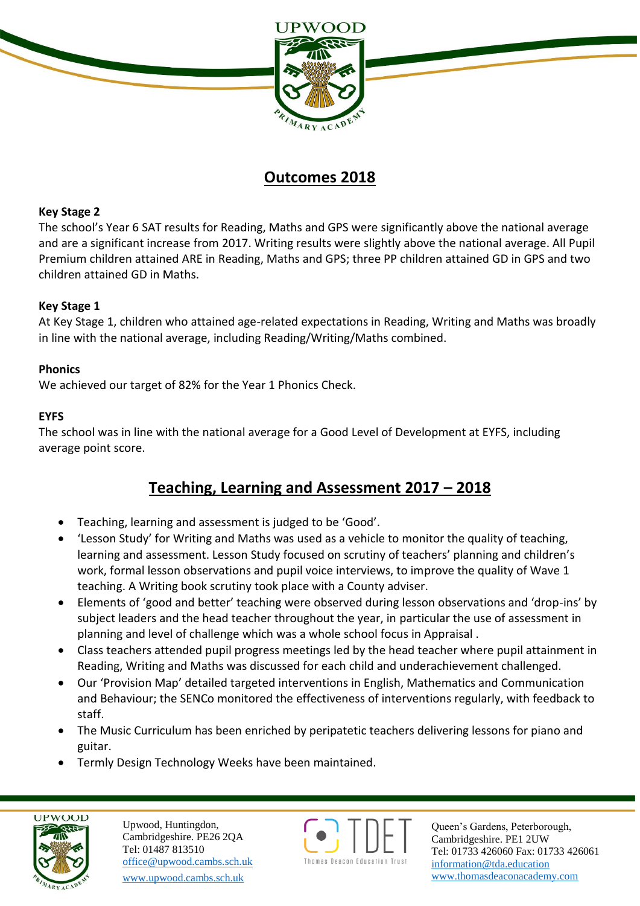## Outcomes 2018

**Key Stage 2**

The school's Year 6 SAT results for Reading, Maths and GPS were significantly above the national average and are a significant increase from 2017. Writing results were slightly above the national average. All Pupil Premium children attained ARE in Reading, Maths and GPS; three PP children attained GD in GPS and two children attained GD in Maths.

**Key Stage 1**

At Key Stage 1, children who attained age-related expectations in Reading, Writing and Maths was broadly in line with the national average, including Reading/Writing/Maths combined.

**Phonics**

We achieved our target of 82% for the Year 1 Phonics Check.

**EYFS**

The school was in line with the national average for a Good Level of Development at EYFS, including average point score.

## Teaching, Learning and Assessment 2017 – 2018

- Teaching, learning and assessment is judged to be 'Good'.
- 'Lesson Study' for Writing and Maths was used as a vehicle to monitor the quality of teaching, learning and assessment. Lesson Study focused on scrutiny of teachers' planning and children's work, formal lesson observations and pupil voice interviews, to improve the quality of Wave 1 teaching. A Writing book scrutiny took place with a County adviser.
- Elements of 'good and better' teaching were observed during lesson observations and 'drop-ins' by subject leaders and the head teacher throughout the year, in particular the use of assessment in planning and level of challenge which was a whole school focus in Appraisal .
- Class teachers attended pupil progress meetings led by the head teacher where pupil attainment in Reading, Writing and Maths was discussed for each child and underachievement challenged.
- Our 'Provision Map' detailed targeted interventions in English, Mathematics and Communication and Behaviour; the SENCo monitored the effectiveness of interventions regularly, with feedback to staff.
- The Music Curriculum has been enriched by peripatetic teachers delivering lessons for piano and guitar.
- Termly Design Technology Weeks have been maintained.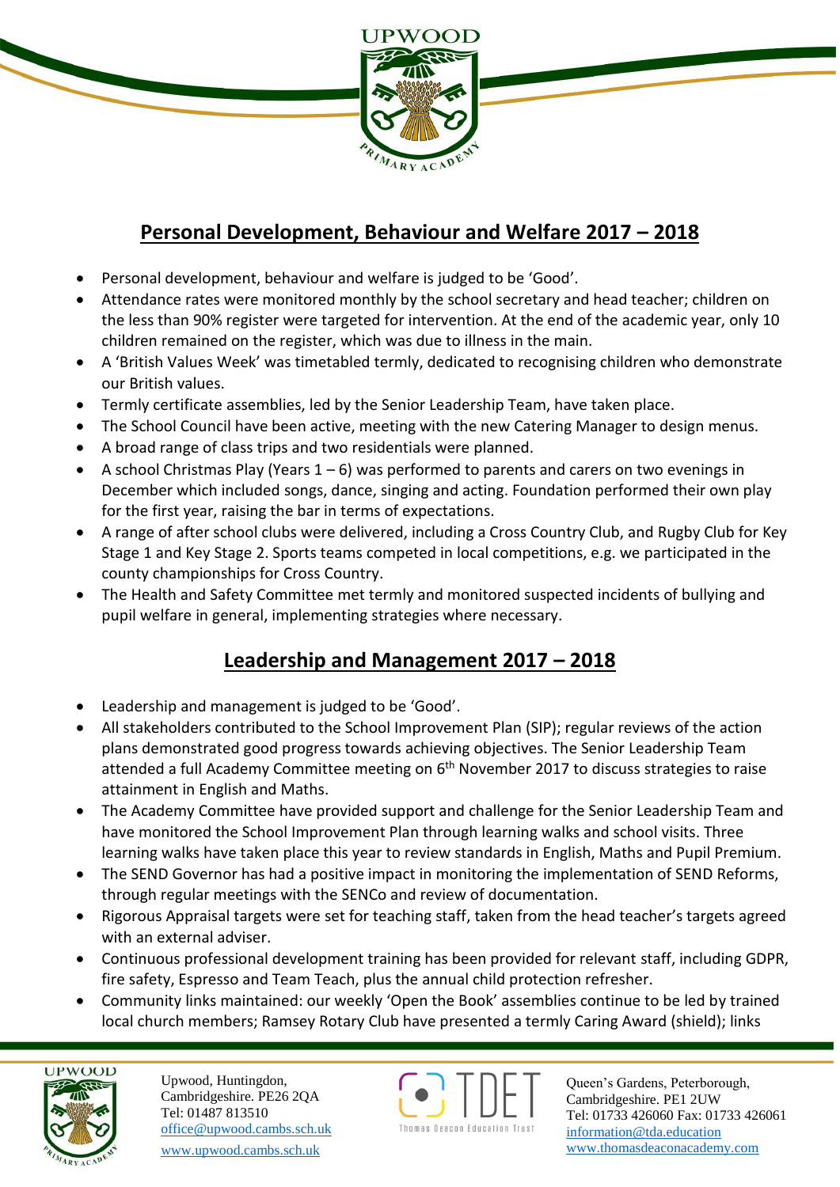## Personal Development, Behaviour and Welfare 2017 – 2018

- Personal development, behaviour and welfare is judged to be 'Good'.
- Attendance rates were monitored monthly by the school secretary and head teacher; children on the less than 90% register were targeted for intervention. At the end of the academic year, only 10 children remained on the register, which was due to illness in the main.
- A 'British Values Week' was timetabled termly, dedicated to recognising children who demonstrate our British values.
- Termly certificate assemblies, led by the Senior Leadership Team, have taken place.
- The School Council have been active, meeting with the new Catering Manager to design menus.
- A broad range of class trips and two residentials were planned.
- A school Christmas Play (Years 1 – 6) was performed to parents and carers on two evenings in December which included songs, dance, singing and acting. Foundation performed their own play for the first year, raising the bar in terms of expectations.
- A range of after school clubs were delivered, including a Cross Country Club, and Rugby Club for Key Stage 1 and Key Stage 2. Sports teams competed in local competitions, e.g. we participated in the county championships for Cross Country.
- The Health and Safety Committee met termly and monitored suspected incidents of bullying and pupil welfare in general, implementing strategies where necessary.

## Leadership and Management 2017 – 2018

- Leadership and management is judged to be 'Good'.
- All stakeholders contributed to the School Improvement Plan (SIP); regular reviews of the action plans demonstrated good progress towards achieving objectives. The Senior Leadership Team attended a full Academy Committee meeting on 6th November 2017 to discuss strategies to raise attainment in English and Maths.
- The Academy Committee have provided support and challenge for the Senior Leadership Team and have monitored the School Improvement Plan through learning walks and school visits. Three learning walks have taken place this year to review standards in English, Maths and Pupil Premium.
- The SEND Governor has had a positive impact in monitoring the implementation of SEND Reforms, through regular meetings with the SENCo and review of documentation.
- Rigorous Appraisal targets were set for teaching staff, taken from the head teacher's targets agreed with an external adviser.
- Continuous professional development training has been provided for relevant staff, including GDPR, fire safety, Espresso and Team Teach, plus the annual child protection refresher.
- Community links maintained: our weekly 'Open the Book' assemblies continue to be led by trained local church members; Ramsey Rotary Club have presented a termly Caring Award (shield); links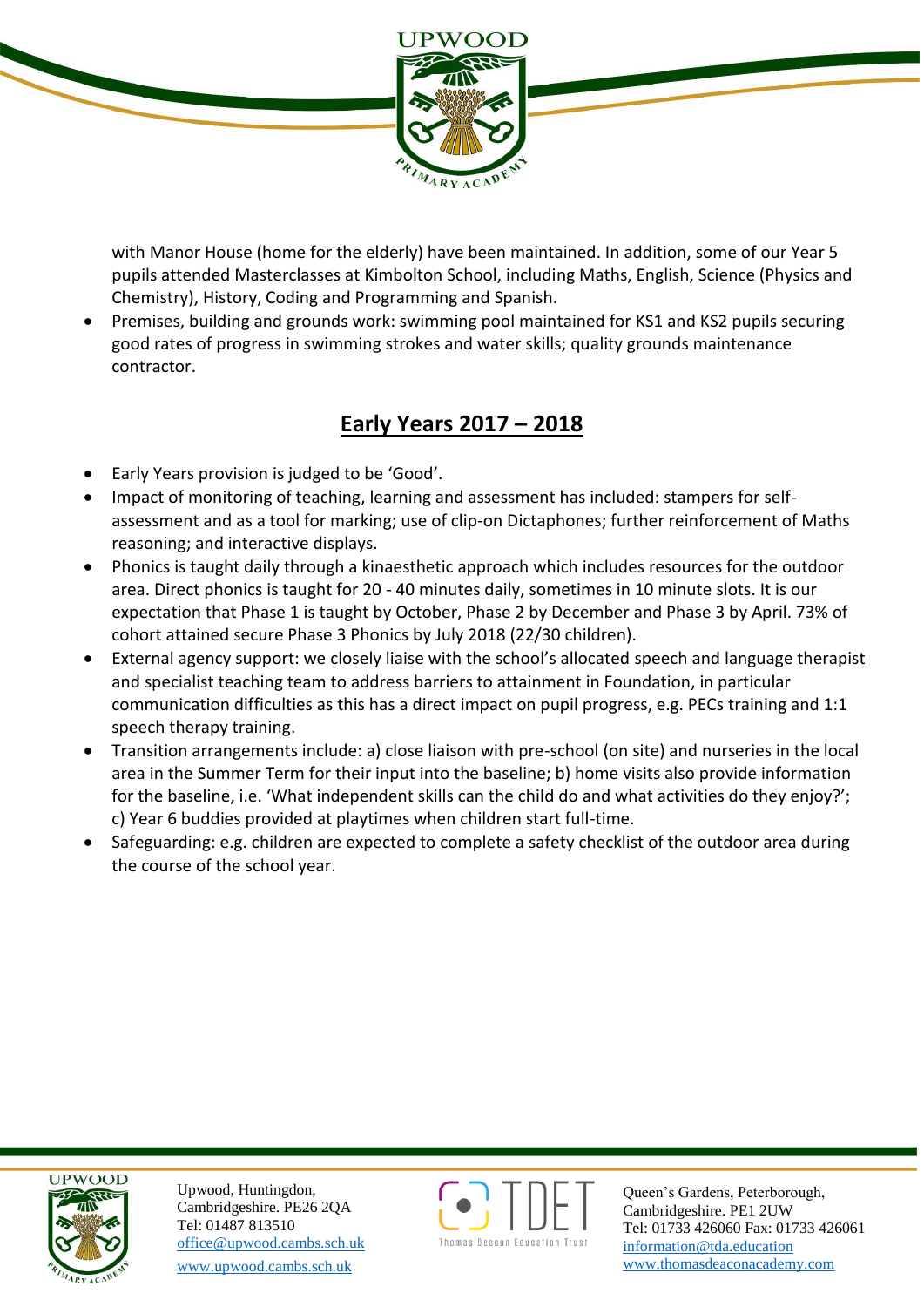with Manor House (home for the elderly) have been maintained. In addition, some of our Year 5 pupils attended Masterclasses at Kimbolton School, including Maths, English, Science (Physics and Chemistry), History, Coding and Programming and Spanish.

- Premises, building and grounds work: swimming pool maintained for KS1 and KS2 pupils securing good rates of progress in swimming strokes and water skills; quality grounds maintenance contractor.

## Early Years 2017 – 2018

- Early Years provision is judged to be 'Good'.
- Impact of monitoring of teaching, learning and assessment has included: stampers for self-assessment and as a tool for marking; use of clip-on Dictaphones; further reinforcement of Maths reasoning; and interactive displays.
- Phonics is taught daily through a kinaesthetic approach which includes resources for the outdoor area. Direct phonics is taught for 20 - 40 minutes daily, sometimes in 10 minute slots. It is our expectation that Phase 1 is taught by October, Phase 2 by December and Phase 3 by April. 73% of cohort attained secure Phase 3 Phonics by July 2018 (22/30 children).
- External agency support: we closely liaise with the school's allocated speech and language therapist and specialist teaching team to address barriers to attainment in Foundation, in particular communication difficulties as this has a direct impact on pupil progress, e.g. PECs training and 1:1 speech therapy training.
- Transition arrangements include: a) close liaison with pre-school (on site) and nurseries in the local area in the Summer Term for their input into the baseline; b) home visits also provide information for the baseline, i.e. 'What independent skills can the child do and what activities do they enjoy?'; c) Year 6 buddies provided at playtimes when children start full-time.
- Safeguarding: e.g. children are expected to complete a safety checklist of the outdoor area during the course of the school year.